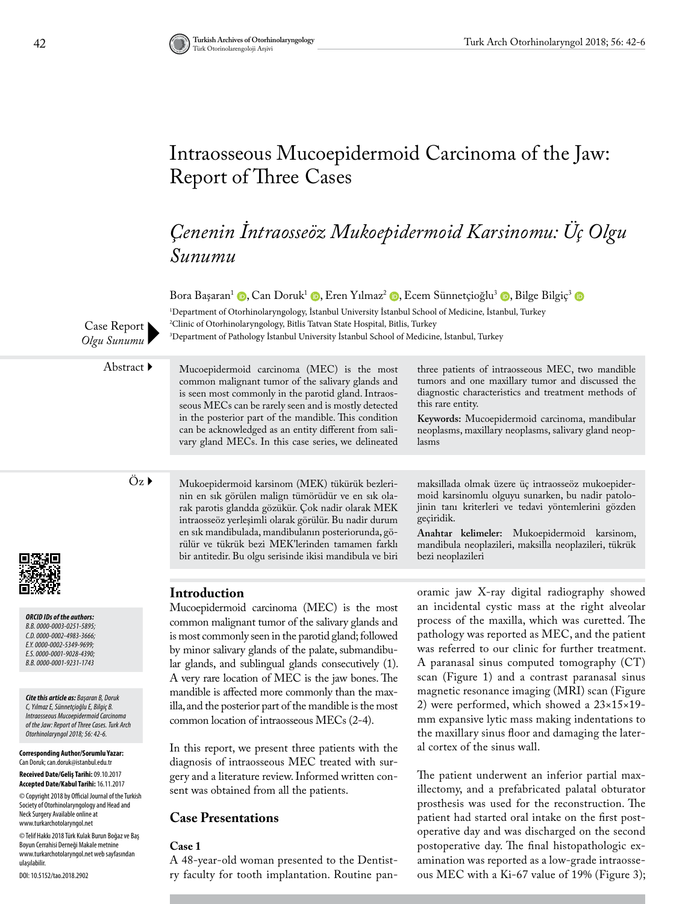# Intraosseous Mucoepidermoid Carcinoma of the Jaw: Report of Three Cases

## *Çenenin İntraosseöz Mukoepidermoid Karsinomu: Üç Olgu Sunumu*

Bora Başaran[1], Can Doruk[1], Eren Yılmaz[2], Ecem Sünnetçioğlu[3], Bilge Bilgiç[3]

[1]Department of Otorhinolaryngology, İstanbul University İstanbul School of Medicine, İstanbul, Turkey
[2]Clinic of Otorhinolaryngology, Bitlis Tatvan State Hospital, Bitlis, Turkey
[3]Department of Pathology İstanbul University İstanbul School of Medicine, İstanbul, Turkey

Case Report
*Olgu Sunumu*

**Abstract**

Mucoepidermoid carcinoma (MEC) is the most common malignant tumor of the salivary glands and is seen most commonly in the parotid gland. Intraosseous MECs can be rarely seen and is mostly detected in the posterior part of the mandible. This condition can be acknowledged as an entity different from salivary gland MECs. In this case series, we delineated three patients of intraosseous MEC, two mandible tumors and one maxillary tumor and discussed the diagnostic characteristics and treatment methods of this rare entity.

**Keywords:** Mucoepidermoid carcinoma, mandibular neoplasms, maxillary neoplasms, salivary gland neoplasms

**Öz**

Mukoepidermoid karsinom (MEK) tükürük bezlerinin en sık görülen malign tümörüdür ve en sık olarak parotis glandda gözükür. Çok nadir olarak MEK intraosseöz yerleşimli olarak görülür. Bu nadir durum en sık mandibulada, mandibulanın posteriorunda, görülür ve tükrük bezi MEK'lerinden tamamen farklı bir antitedir. Bu olgu serisinde ikisi mandibula ve biri maksillada olmak üzere üç intraosseöz mukoepidermoid karsinomlu olguyu sunarken, bu nadir patolojinin tanı kriterleri ve tedavi yöntemlerini gözden geçiridik.

**Anahtar kelimeler:** Mukoepidermoid karsinom, mandibula neoplazileri, maksilla neoplazileri, tükrük bezi neoplazileri

***ORCID IDs of the authors:***
*B.B. 0000-0003-0251-5895;*
*C.D. 0000-0002-4983-3666;*
*E.Y. 0000-0002-5349-9699;*
*E.S. 0000-0001-9028-4390;*
*B.B. 0000-0001-9231-1743*

***Cite this article as:** Başaran B, Doruk C, Yılmaz E, Sünnetçioğlu E, Bilgiç B. Intraosseous Mucoepidermoid Carcinoma of the Jaw: Report of Three Cases. Turk Arch Otorhinolaryngol 2018; 56: 42-6.*

**Corresponding Author/Sorumlu Yazar:** Can Doruk; can.doruk@istanbul.edu.tr

**Received Date/Geliş Tarihi:** 09.10.2017
**Accepted Date/Kabul Tarihi:** 16.11.2017

© Copyright 2018 by Official Journal of the Turkish Society of Otorhinolaryngology and Head and Neck Surgery Available online at www.turkarchotolaryngol.net

© Telif Hakkı 2018 Türk Kulak Burun Boğaz ve Baş Boyun Cerrahisi Derneği Makale metnine www.turkarchotolaryngol.net web sayfasından ulaşılabilir.

DOI: 10.5152/tao.2018.2902

## Introduction

Mucoepidermoid carcinoma (MEC) is the most common malignant tumor of the salivary glands and is most commonly seen in the parotid gland; followed by minor salivary glands of the palate, submandibular glands, and sublingual glands consecutively (1). A very rare location of MEC is the jaw bones. The mandible is affected more commonly than the maxilla, and the posterior part of the mandible is the most common location of intraosseous MECs (2-4).

In this report, we present three patients with the diagnosis of intraosseous MEC treated with surgery and a literature review. Informed written consent was obtained from all the patients.

## Case Presentations

### Case 1

A 48-year-old woman presented to the Dentistry faculty for tooth implantation. Routine panoramic jaw X-ray digital radiography showed an incidental cystic mass at the right alveolar process of the maxilla, which was curetted. The pathology was reported as MEC, and the patient was referred to our clinic for further treatment. A paranasal sinus computed tomography (CT) scan (Figure 1) and a contrast paranasal sinus magnetic resonance imaging (MRI) scan (Figure 2) were performed, which showed a 23×15×19-mm expansive lytic mass making indentations to the maxillary sinus floor and damaging the lateral cortex of the sinus wall.

The patient underwent an inferior partial maxillectomy, and a prefabricated palatal obturator prosthesis was used for the reconstruction. The patient had started oral intake on the first postoperative day and was discharged on the second postoperative day. The final histopathologic examination was reported as a low-grade intraosseous MEC with a Ki-67 value of 19% (Figure 3);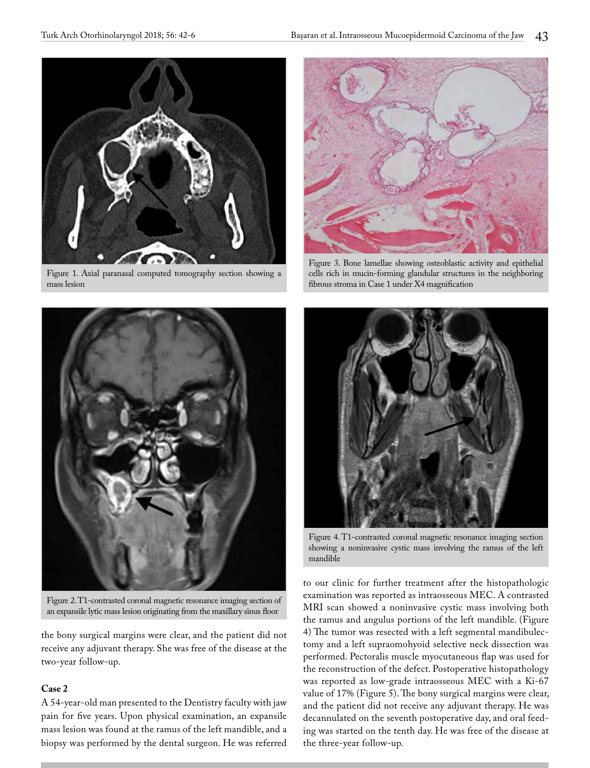Figure 1. Axial paranasal computed tomography section showing a mass lesion

Figure 2. T1-contrasted coronal magnetic resonance imaging section of an expansile lytic mass lesion originating from the maxillary sinus floor

Figure 3. Bone lamellae showing osteoblastic activity and epithelial cells rich in mucin-forming glandular structures in the neighboring fibrous stroma in Case 1 under X4 magnification

Figure 4. T1-contrasted coronal magnetic resonance imaging section showing a noninvasive cystic mass involving the ramus of the left mandible

the bony surgical margins were clear, and the patient did not receive any adjuvant therapy. She was free of the disease at the two-year follow-up.

### Case 2

A 54-year-old man presented to the Dentistry faculty with jaw pain for five years. Upon physical examination, an expansile mass lesion was found at the ramus of the left mandible, and a biopsy was performed by the dental surgeon. He was referred to our clinic for further treatment after the histopathologic examination was reported as intraosseous MEC. A contrasted MRI scan showed a noninvasive cystic mass involving both the ramus and angulus portions of the left mandible. (Figure 4) The tumor was resected with a left segmental mandibulectomy and a left supraomohyoid selective neck dissection was performed. Pectoralis muscle myocutaneous flap was used for the reconstruction of the defect. Postoperative histopathology was reported as low-grade intraosseous MEC with a Ki-67 value of 17% (Figure 5). The bony surgical margins were clear, and the patient did not receive any adjuvant therapy. He was decannulated on the seventh postoperative day, and oral feeding was started on the tenth day. He was free of the disease at the three-year follow-up.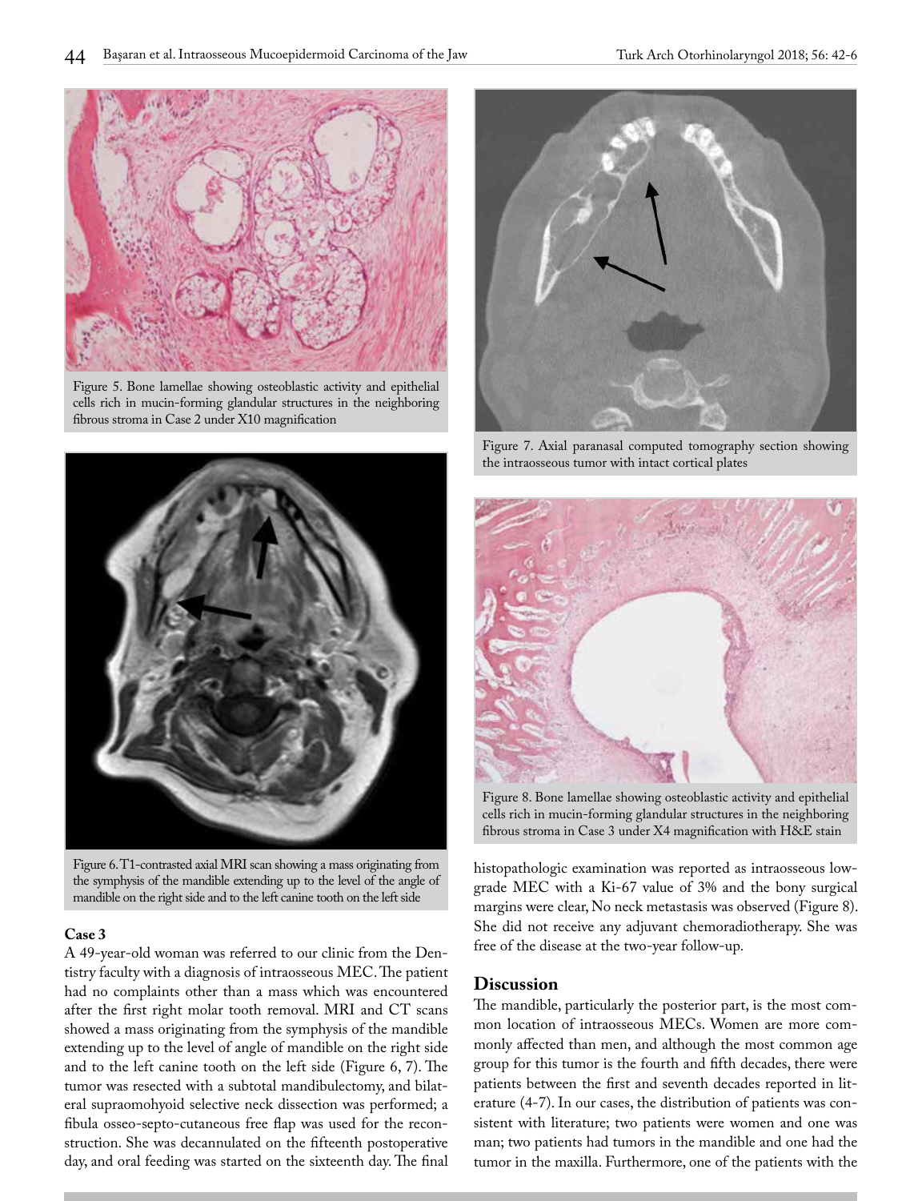Figure 5. Bone lamellae showing osteoblastic activity and epithelial cells rich in mucin-forming glandular structures in the neighboring fibrous stroma in Case 2 under X10 magnification

Figure 6. T1-contrasted axial MRI scan showing a mass originating from the symphysis of the mandible extending up to the level of the angle of mandible on the right side and to the left canine tooth on the left side

### Case 3

A 49-year-old woman was referred to our clinic from the Dentistry faculty with a diagnosis of intraosseous MEC. The patient had no complaints other than a mass which was encountered after the first right molar tooth removal. MRI and CT scans showed a mass originating from the symphysis of the mandible extending up to the level of angle of mandible on the right side and to the left canine tooth on the left side (Figure 6, 7). The tumor was resected with a subtotal mandibulectomy, and bilateral supraomohyoid selective neck dissection was performed; a fibula osseo-septo-cutaneous free flap was used for the reconstruction. She was decannulated on the fifteenth postoperative day, and oral feeding was started on the sixteenth day. The final histopathologic examination was reported as intraosseous low-grade MEC with a Ki-67 value of 3% and the bony surgical margins were clear, No neck metastasis was observed (Figure 8). She did not receive any adjuvant chemoradiotherapy. She was free of the disease at the two-year follow-up.

Figure 7. Axial paranasal computed tomography section showing the intraosseous tumor with intact cortical plates

Figure 8. Bone lamellae showing osteoblastic activity and epithelial cells rich in mucin-forming glandular structures in the neighboring fibrous stroma in Case 3 under X4 magnification with H&E stain

## Discussion

The mandible, particularly the posterior part, is the most common location of intraosseous MECs. Women are more commonly affected than men, and although the most common age group for this tumor is the fourth and fifth decades, there were patients between the first and seventh decades reported in literature (4-7). In our cases, the distribution of patients was consistent with literature; two patients were women and one was man; two patients had tumors in the mandible and one had the tumor in the maxilla. Furthermore, one of the patients with the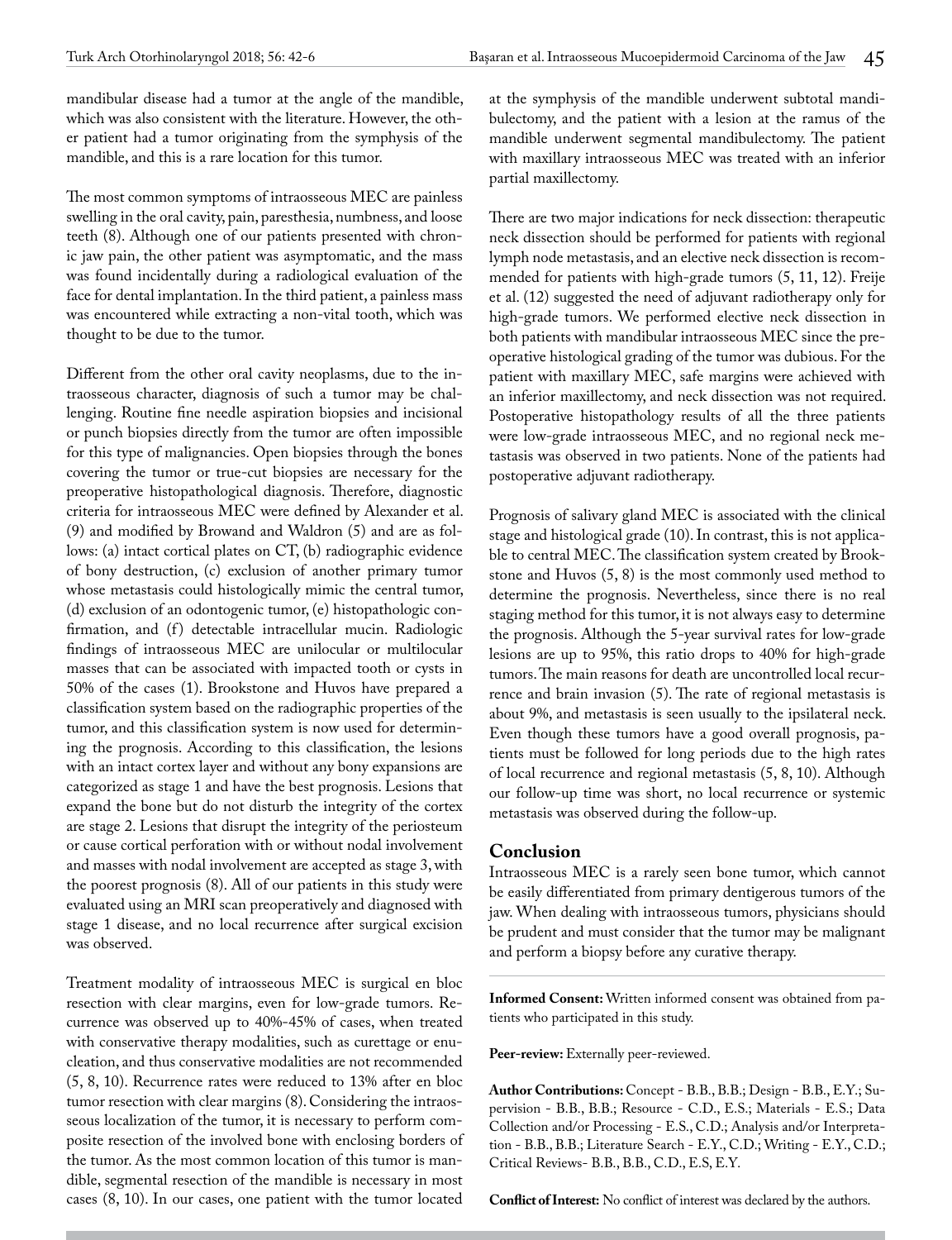mandibular disease had a tumor at the angle of the mandible, which was also consistent with the literature. However, the other patient had a tumor originating from the symphysis of the mandible, and this is a rare location for this tumor.

The most common symptoms of intraosseous MEC are painless swelling in the oral cavity, pain, paresthesia, numbness, and loose teeth (8). Although one of our patients presented with chronic jaw pain, the other patient was asymptomatic, and the mass was found incidentally during a radiological evaluation of the face for dental implantation. In the third patient, a painless mass was encountered while extracting a non-vital tooth, which was thought to be due to the tumor.

Different from the other oral cavity neoplasms, due to the intraosseous character, diagnosis of such a tumor may be challenging. Routine fine needle aspiration biopsies and incisional or punch biopsies directly from the tumor are often impossible for this type of malignancies. Open biopsies through the bones covering the tumor or true-cut biopsies are necessary for the preoperative histopathological diagnosis. Therefore, diagnostic criteria for intraosseous MEC were defined by Alexander et al. (9) and modified by Browand and Waldron (5) and are as follows: (a) intact cortical plates on CT, (b) radiographic evidence of bony destruction, (c) exclusion of another primary tumor whose metastasis could histologically mimic the central tumor, (d) exclusion of an odontogenic tumor, (e) histopathologic confirmation, and (f) detectable intracellular mucin. Radiologic findings of intraosseous MEC are unilocular or multilocular masses that can be associated with impacted tooth or cysts in 50% of the cases (1). Brookstone and Huvos have prepared a classification system based on the radiographic properties of the tumor, and this classification system is now used for determining the prognosis. According to this classification, the lesions with an intact cortex layer and without any bony expansions are categorized as stage 1 and have the best prognosis. Lesions that expand the bone but do not disturb the integrity of the cortex are stage 2. Lesions that disrupt the integrity of the periosteum or cause cortical perforation with or without nodal involvement and masses with nodal involvement are accepted as stage 3, with the poorest prognosis (8). All of our patients in this study were evaluated using an MRI scan preoperatively and diagnosed with stage 1 disease, and no local recurrence after surgical excision was observed.

Treatment modality of intraosseous MEC is surgical en bloc resection with clear margins, even for low-grade tumors. Recurrence was observed up to 40%-45% of cases, when treated with conservative therapy modalities, such as curettage or enucleation, and thus conservative modalities are not recommended (5, 8, 10). Recurrence rates were reduced to 13% after en bloc tumor resection with clear margins (8). Considering the intraosseous localization of the tumor, it is necessary to perform composite resection of the involved bone with enclosing borders of the tumor. As the most common location of this tumor is mandible, segmental resection of the mandible is necessary in most cases (8, 10). In our cases, one patient with the tumor located at the symphysis of the mandible underwent subtotal mandibulectomy, and the patient with a lesion at the ramus of the mandible underwent segmental mandibulectomy. The patient with maxillary intraosseous MEC was treated with an inferior partial maxillectomy.

There are two major indications for neck dissection: therapeutic neck dissection should be performed for patients with regional lymph node metastasis, and an elective neck dissection is recommended for patients with high-grade tumors (5, 11, 12). Freije et al. (12) suggested the need of adjuvant radiotherapy only for high-grade tumors. We performed elective neck dissection in both patients with mandibular intraosseous MEC since the preoperative histological grading of the tumor was dubious. For the patient with maxillary MEC, safe margins were achieved with an inferior maxillectomy, and neck dissection was not required. Postoperative histopathology results of all the three patients were low-grade intraosseous MEC, and no regional neck metastasis was observed in two patients. None of the patients had postoperative adjuvant radiotherapy.

Prognosis of salivary gland MEC is associated with the clinical stage and histological grade (10). In contrast, this is not applicable to central MEC. The classification system created by Brookstone and Huvos (5, 8) is the most commonly used method to determine the prognosis. Nevertheless, since there is no real staging method for this tumor, it is not always easy to determine the prognosis. Although the 5-year survival rates for low-grade lesions are up to 95%, this ratio drops to 40% for high-grade tumors. The main reasons for death are uncontrolled local recurrence and brain invasion (5). The rate of regional metastasis is about 9%, and metastasis is seen usually to the ipsilateral neck. Even though these tumors have a good overall prognosis, patients must be followed for long periods due to the high rates of local recurrence and regional metastasis (5, 8, 10). Although our follow-up time was short, no local recurrence or systemic metastasis was observed during the follow-up.

## Conclusion

Intraosseous MEC is a rarely seen bone tumor, which cannot be easily differentiated from primary dentigerous tumors of the jaw. When dealing with intraosseous tumors, physicians should be prudent and must consider that the tumor may be malignant and perform a biopsy before any curative therapy.

**Informed Consent:** Written informed consent was obtained from patients who participated in this study.

**Peer-review:** Externally peer-reviewed.

**Author Contributions:** Concept - B.B., B.B.; Design - B.B., E.Y.; Supervision - B.B., B.B.; Resource - C.D., E.S.; Materials - E.S.; Data Collection and/or Processing - E.S., C.D.; Analysis and/or Interpretation - B.B., B.B.; Literature Search - E.Y., C.D.; Writing - E.Y., C.D.; Critical Reviews- B.B., B.B., C.D., E.S, E.Y.

**Conflict of Interest:** No conflict of interest was declared by the authors.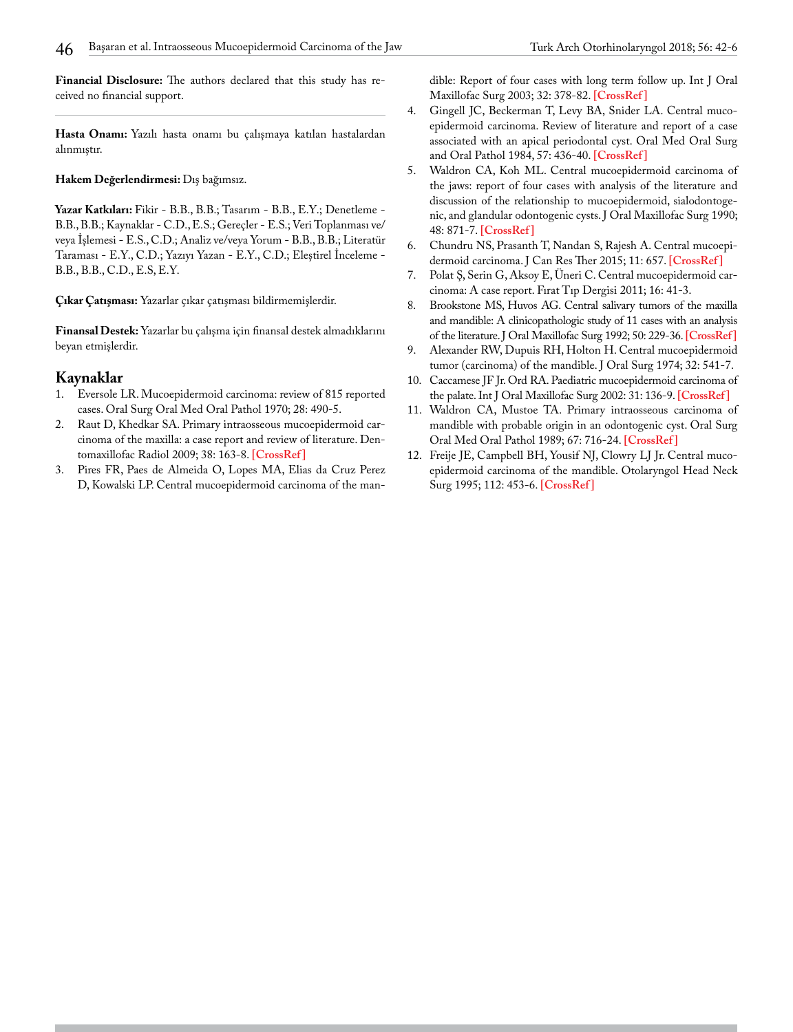**Financial Disclosure:** The authors declared that this study has received no financial support.

---

**Hasta Onamı:** Yazılı hasta onamı bu çalışmaya katılan hastalardan alınmıştır.

**Hakem Değerlendirmesi:** Dış bağımsız.

**Yazar Katkıları:** Fikir - B.B., B.B.; Tasarım - B.B., E.Y.; Denetleme - B.B., B.B.; Kaynaklar - C.D., E.S.; Gereçler - E.S.; Veri Toplanması ve/veya İşlemesi - E.S., C.D.; Analiz ve/veya Yorum - B.B., B.B.; Literatür Taraması - E.Y., C.D.; Yazıyı Yazan - E.Y., C.D.; Eleştirel İnceleme - B.B., B.B., C.D., E.S, E.Y.

**Çıkar Çatışması:** Yazarlar çıkar çatışması bildirmemişlerdir.

**Finansal Destek:** Yazarlar bu çalışma için finansal destek almadıklarını beyan etmişlerdir.

## Kaynaklar

1. Eversole LR. Mucoepidermoid carcinoma: review of 815 reported cases. Oral Surg Oral Med Oral Pathol 1970; 28: 490-5.
2. Raut D, Khedkar SA. Primary intraosseous mucoepidermoid carcinoma of the maxilla: a case report and review of literature. Dentomaxillofac Radiol 2009; 38: 163-8. [CrossRef]
3. Pires FR, Paes de Almeida O, Lopes MA, Elias da Cruz Perez D, Kowalski LP. Central mucoepidermoid carcinoma of the mandible: Report of four cases with long term follow up. Int J Oral Maxillofac Surg 2003; 32: 378-82. [CrossRef]
4. Gingell JC, Beckerman T, Levy BA, Snider LA. Central mucoepidermoid carcinoma. Review of literature and report of a case associated with an apical periodontal cyst. Oral Med Oral Surg and Oral Pathol 1984, 57: 436-40. [CrossRef]
5. Waldron CA, Koh ML. Central mucoepidermoid carcinoma of the jaws: report of four cases with analysis of the literature and discussion of the relationship to mucoepidermoid, sialodontogenic, and glandular odontogenic cysts. J Oral Maxillofac Surg 1990; 48: 871-7. [CrossRef]
6. Chundru NS, Prasanth T, Nandan S, Rajesh A. Central mucoepidermoid carcinoma. J Can Res Ther 2015; 11: 657. [CrossRef]
7. Polat Ş, Serin G, Aksoy E, Üneri C. Central mucoepidermoid carcinoma: A case report. Fırat Tıp Dergisi 2011; 16: 41-3.
8. Brookstone MS, Huvos AG. Central salivary tumors of the maxilla and mandible: A clinicopathologic study of 11 cases with an analysis of the literature. J Oral Maxillofac Surg 1992; 50: 229-36. [CrossRef]
9. Alexander RW, Dupuis RH, Holton H. Central mucoepidermoid tumor (carcinoma) of the mandible. J Oral Surg 1974; 32: 541-7.
10. Caccamese JF Jr. Ord RA. Paediatric mucoepidermoid carcinoma of the palate. Int J Oral Maxillofac Surg 2002: 31: 136-9. [CrossRef]
11. Waldron CA, Mustoe TA. Primary intraosseous carcinoma of mandible with probable origin in an odontogenic cyst. Oral Surg Oral Med Oral Pathol 1989; 67: 716-24. [CrossRef]
12. Freije JE, Campbell BH, Yousif NJ, Clowry LJ Jr. Central mucoepidermoid carcinoma of the mandible. Otolaryngol Head Neck Surg 1995; 112: 453-6. [CrossRef]